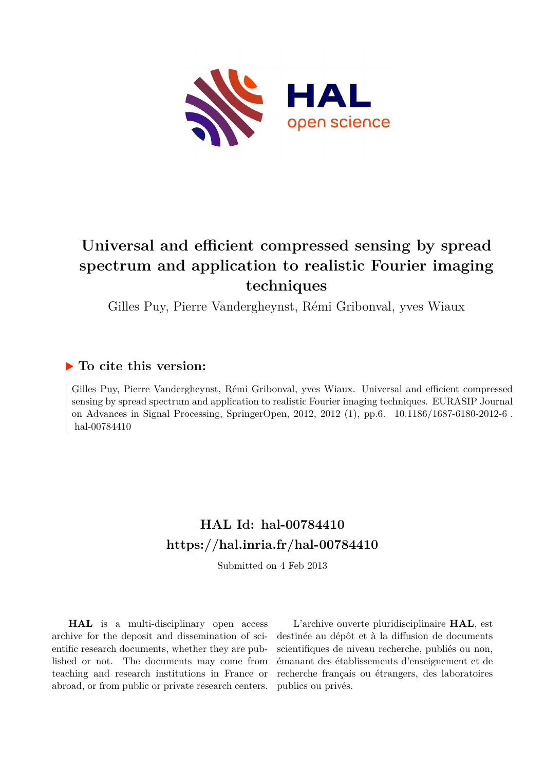# Universal and efficient compressed sensing by spread spectrum and application to realistic Fourier imaging techniques

Gilles Puy, Pierre Vandergheynst, Rémi Gribonval, yves Wiaux

## ▶ To cite this version:

Gilles Puy, Pierre Vandergheynst, Rémi Gribonval, yves Wiaux. Universal and efficient compressed sensing by spread spectrum and application to realistic Fourier imaging techniques. EURASIP Journal on Advances in Signal Processing, SpringerOpen, 2012, 2012 (1), pp.6. 10.1186/1687-6180-2012-6 . hal-00784410

## HAL Id: hal-00784410
## https://hal.inria.fr/hal-00784410

Submitted on 4 Feb 2013

**HAL** is a multi-disciplinary open access archive for the deposit and dissemination of scientific research documents, whether they are published or not. The documents may come from teaching and research institutions in France or abroad, or from public or private research centers.

L'archive ouverte pluridisciplinaire **HAL**, est destinée au dépôt et à la diffusion de documents scientifiques de niveau recherche, publiés ou non, émanant des établissements d'enseignement et de recherche français ou étrangers, des laboratoires publics ou privés.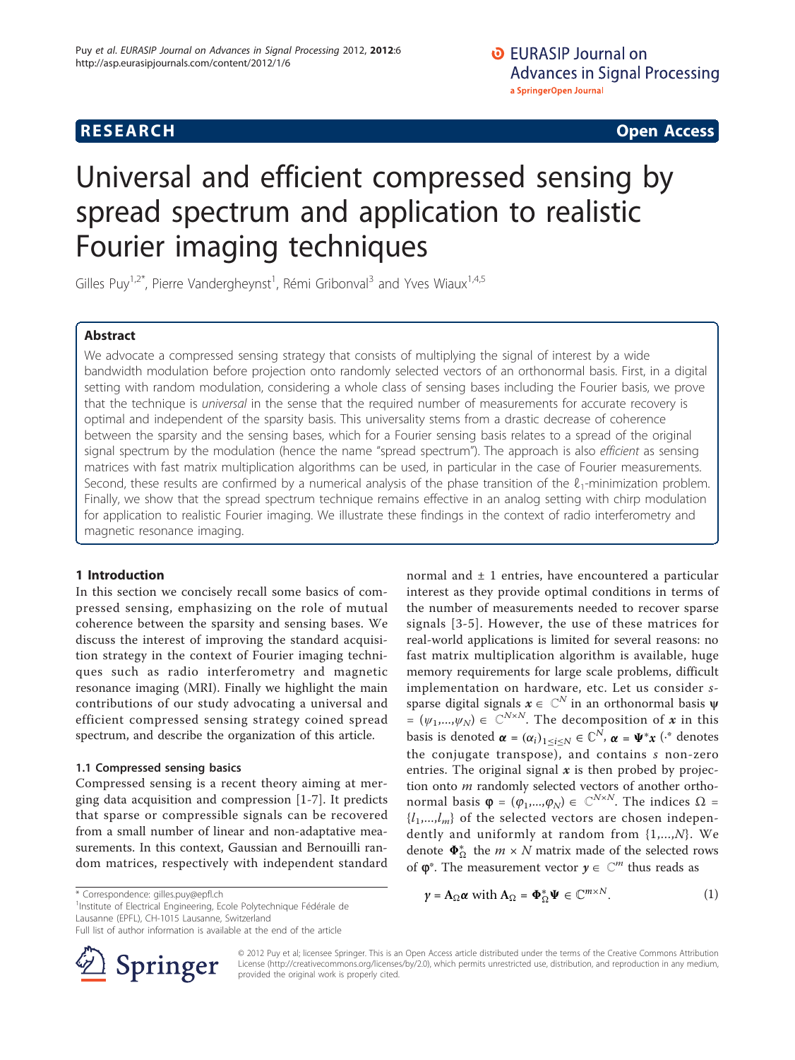# Universal and efficient compressed sensing by spread spectrum and application to realistic Fourier imaging techniques

Gilles Puy[1,2*], Pierre Vandergheynst[1], Rémi Gribonval[3] and Yves Wiaux[1,4,5]

## Abstract

We advocate a compressed sensing strategy that consists of multiplying the signal of interest by a wide bandwidth modulation before projection onto randomly selected vectors of an orthonormal basis. First, in a digital setting with random modulation, considering a whole class of sensing bases including the Fourier basis, we prove that the technique is *universal* in the sense that the required number of measurements for accurate recovery is optimal and independent of the sparsity basis. This universality stems from a drastic decrease of coherence between the sparsity and the sensing bases, which for a Fourier sensing basis relates to a spread of the original signal spectrum by the modulation (hence the name "spread spectrum"). The approach is also *efficient* as sensing matrices with fast matrix multiplication algorithms can be used, in particular in the case of Fourier measurements. Second, these results are confirmed by a numerical analysis of the phase transition of the $\ell_1$-minimization problem. Finally, we show that the spread spectrum technique remains effective in an analog setting with chirp modulation for application to realistic Fourier imaging. We illustrate these findings in the context of radio interferometry and magnetic resonance imaging.

## 1 Introduction

In this section we concisely recall some basics of compressed sensing, emphasizing on the role of mutual coherence between the sparsity and sensing bases. We discuss the interest of improving the standard acquisition strategy in the context of Fourier imaging techniques such as radio interferometry and magnetic resonance imaging (MRI). Finally we highlight the main contributions of our study advocating a universal and efficient compressed sensing strategy coined spread spectrum, and describe the organization of this article.

### 1.1 Compressed sensing basics

Compressed sensing is a recent theory aiming at merging data acquisition and compression [1-7]. It predicts that sparse or compressible signals can be recovered from a small number of linear and non-adaptative measurements. In this context, Gaussian and Bernouilli random matrices, respectively with independent standard normal and $\pm$ 1 entries, have encountered a particular interest as they provide optimal conditions in terms of the number of measurements needed to recover sparse signals [3-5]. However, the use of these matrices for real-world applications is limited for several reasons: no fast matrix multiplication algorithm is available, huge memory requirements for large scale problems, difficult implementation on hardware, etc. Let us consider $s$-sparse digital signals $\boldsymbol{x} \in \mathbb{C}^N$ in an orthonormal basis $\boldsymbol{\psi} = (\psi_1,...,\psi_N) \in \mathbb{C}^{N\times N}$. The decomposition of $\boldsymbol{x}$ in this basis is denoted $\boldsymbol{\alpha} = (\alpha_i)_{1\leq i\leq N} \in \mathbb{C}^N$, $\boldsymbol{\alpha} = \boldsymbol{\Psi}^*\boldsymbol{x}$ ($\cdot^*$ denotes the conjugate transpose), and contains $s$ non-zero entries. The original signal $\boldsymbol{x}$ is then probed by projection onto $m$ randomly selected vectors of another orthonormal basis $\boldsymbol{\varphi} = (\varphi_1,...,\varphi_N) \in \mathbb{C}^{N\times N}$. The indices $\Omega = \{l_1,...,l_m\}$ of the selected vectors are chosen independently and uniformly at random from $\{1,...,N\}$. We denote $\boldsymbol{\Phi}_\Omega^*$ the $m \times N$ matrix made of the selected rows of $\boldsymbol{\varphi}^*$. The measurement vector $\boldsymbol{y} \in \mathbb{C}^m$ thus reads as

$$\boldsymbol{y} = \mathbf{A}_\Omega\boldsymbol{\alpha} \text{ with } \mathbf{A}_\Omega = \boldsymbol{\Phi}_\Omega^*\boldsymbol{\Psi} \in \mathbb{C}^{m\times N}. \quad (1)$$

\* Correspondence: gilles.puy@epfl.ch

[1]Institute of Electrical Engineering, Ecole Polytechnique Fédérale de Lausanne (EPFL), CH-1015 Lausanne, Switzerland

Full list of author information is available at the end of the article

© 2012 Puy et al; licensee Springer. This is an Open Access article distributed under the terms of the Creative Commons Attribution License (http://creativecommons.org/licenses/by/2.0), which permits unrestricted use, distribution, and reproduction in any medium, provided the original work is properly cited.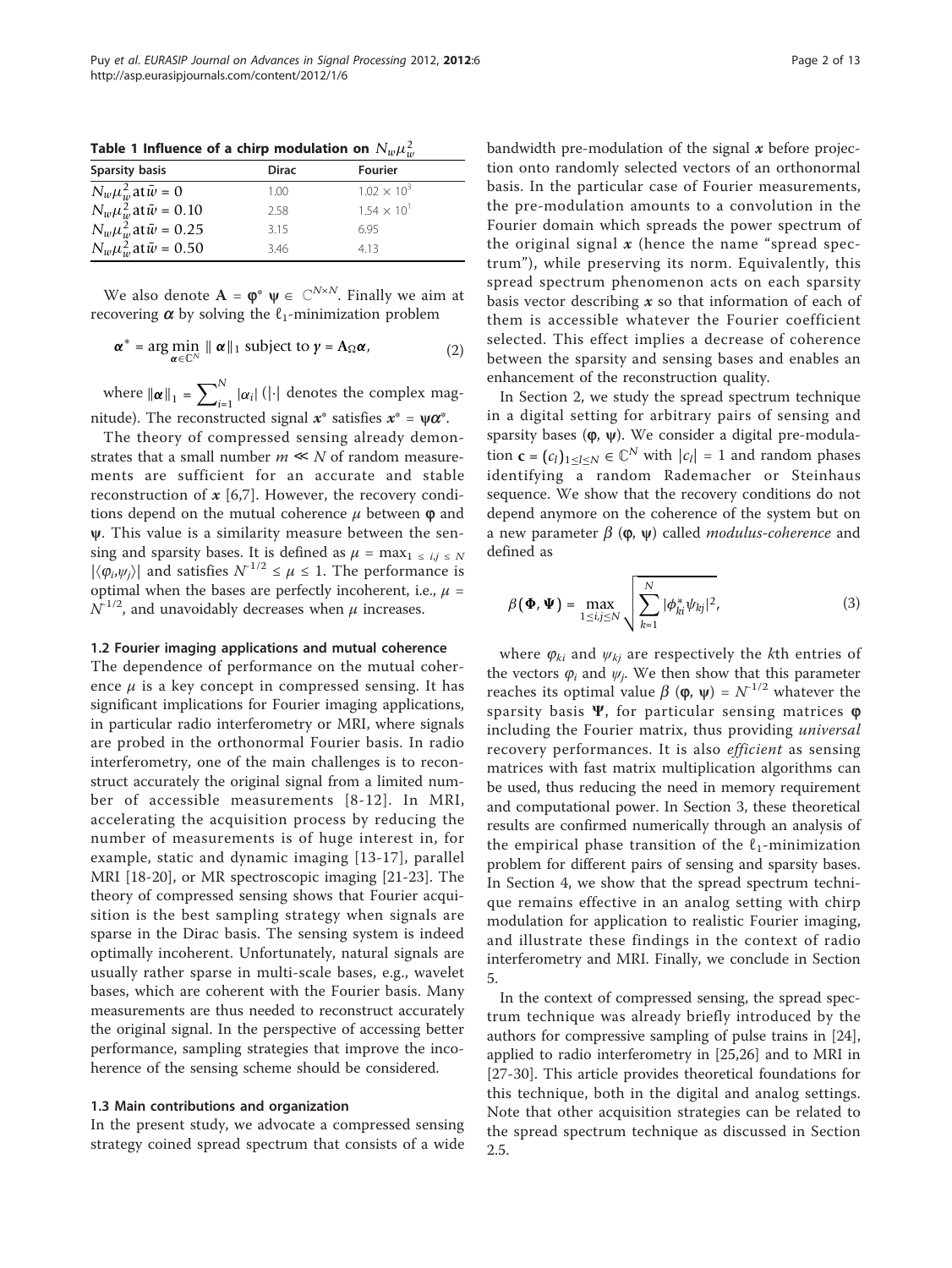**Table 1 Influence of a chirp modulation on $N_w \mu_w^2$**

| Sparsity basis | Dirac | Fourier |
|---|---|---|
| $N_w \mu_w^2$ at $\bar{w} = 0$ | 1.00 | $1.02 \times 10^3$ |
| $N_w \mu_w^2$ at $\bar{w} = 0.10$ | 2.58 | $1.54 \times 10^1$ |
| $N_w \mu_w^2$ at $\bar{w} = 0.25$ | 3.15 | 6.95 |
| $N_w \mu_w^2$ at $\bar{w} = 0.50$ | 3.46 | 4.13 |

We also denote $\mathbf{A} = \boldsymbol{\varphi}^* \boldsymbol{\psi} \in \mathbb{C}^{N \times N}$. Finally we aim at recovering $\boldsymbol{\alpha}$ by solving the $\ell_1$-minimization problem

$$\boldsymbol{\alpha}^* = \arg\min_{\boldsymbol{\alpha} \in \mathbb{C}^N} \|\boldsymbol{\alpha}\|_1 \text{ subject to } \boldsymbol{y} = \mathbf{A}_\Omega \boldsymbol{\alpha}, \tag{2}$$

where $\|\boldsymbol{\alpha}\|_1 = \sum_{i=1}^{N} |\alpha_i|$ ($|\cdot|$ denotes the complex magnitude). The reconstructed signal $\boldsymbol{x}^*$ satisfies $\boldsymbol{x}^* = \boldsymbol{\psi}\boldsymbol{\alpha}^*$.

The theory of compressed sensing already demonstrates that a small number $m \ll N$ of random measurements are sufficient for an accurate and stable reconstruction of $\boldsymbol{x}$ [6,7]. However, the recovery conditions depend on the mutual coherence $\mu$ between $\boldsymbol{\varphi}$ and $\boldsymbol{\psi}$. This value is a similarity measure between the sensing and sparsity bases. It is defined as $\mu = \max_{1 \le i,j \le N} |\langle \varphi_i, \psi_j \rangle|$ and satisfies $N^{-1/2} \le \mu \le 1$. The performance is optimal when the bases are perfectly incoherent, i.e., $\mu = N^{-1/2}$, and unavoidably decreases when $\mu$ increases.

### 1.2 Fourier imaging applications and mutual coherence

The dependence of performance on the mutual coherence $\mu$ is a key concept in compressed sensing. It has significant implications for Fourier imaging applications, in particular radio interferometry or MRI, where signals are probed in the orthonormal Fourier basis. In radio interferometry, one of the main challenges is to reconstruct accurately the original signal from a limited number of accessible measurements [8-12]. In MRI, accelerating the acquisition process by reducing the number of measurements is of huge interest in, for example, static and dynamic imaging [13-17], parallel MRI [18-20], or MR spectroscopic imaging [21-23]. The theory of compressed sensing shows that Fourier acquisition is the best sampling strategy when signals are sparse in the Dirac basis. The sensing system is indeed optimally incoherent. Unfortunately, natural signals are usually rather sparse in multi-scale bases, e.g., wavelet bases, which are coherent with the Fourier basis. Many measurements are thus needed to reconstruct accurately the original signal. In the perspective of accessing better performance, sampling strategies that improve the incoherence of the sensing scheme should be considered.

### 1.3 Main contributions and organization

In the present study, we advocate a compressed sensing strategy coined spread spectrum that consists of a wide bandwidth pre-modulation of the signal $\boldsymbol{x}$ before projection onto randomly selected vectors of an orthonormal basis. In the particular case of Fourier measurements, the pre-modulation amounts to a convolution in the Fourier domain which spreads the power spectrum of the original signal $\boldsymbol{x}$ (hence the name "spread spectrum"), while preserving its norm. Equivalently, this spread spectrum phenomenon acts on each sparsity basis vector describing $\boldsymbol{x}$ so that information of each of them is accessible whatever the Fourier coefficient selected. This effect implies a decrease of coherence between the sparsity and sensing bases and enables an enhancement of the reconstruction quality.

In Section 2, we study the spread spectrum technique in a digital setting for arbitrary pairs of sensing and sparsity bases ($\boldsymbol{\varphi}$, $\boldsymbol{\psi}$). We consider a digital pre-modulation $\mathbf{c} = (c_l)_{1 \le l \le N} \in \mathbb{C}^N$ with $|c_l| = 1$ and random phases identifying a random Rademacher or Steinhaus sequence. We show that the recovery conditions do not depend anymore on the coherence of the system but on a new parameter $\beta$ ($\boldsymbol{\varphi}$, $\boldsymbol{\psi}$) called *modulus-coherence* and defined as

$$\beta(\boldsymbol{\Phi}, \boldsymbol{\Psi}) = \max_{1 \le i,j \le N} \sqrt{\sum_{k=1}^{N} |\phi_{ki}^* \psi_{kj}|^2}, \tag{3}$$

where $\varphi_{ki}$ and $\psi_{kj}$ are respectively the $k$th entries of the vectors $\varphi_i$ and $\psi_j$. We then show that this parameter reaches its optimal value $\beta$ ($\boldsymbol{\varphi}$, $\boldsymbol{\psi}$) = $N^{-1/2}$ whatever the sparsity basis $\boldsymbol{\Psi}$, for particular sensing matrices $\boldsymbol{\varphi}$ including the Fourier matrix, thus providing *universal* recovery performances. It is also *efficient* as sensing matrices with fast matrix multiplication algorithms can be used, thus reducing the need in memory requirement and computational power. In Section 3, these theoretical results are confirmed numerically through an analysis of the empirical phase transition of the $\ell_1$-minimization problem for different pairs of sensing and sparsity bases. In Section 4, we show that the spread spectrum technique remains effective in an analog setting with chirp modulation for application to realistic Fourier imaging, and illustrate these findings in the context of radio interferometry and MRI. Finally, we conclude in Section 5.

In the context of compressed sensing, the spread spectrum technique was already briefly introduced by the authors for compressive sampling of pulse trains in [24], applied to radio interferometry in [25,26] and to MRI in [27-30]. This article provides theoretical foundations for this technique, both in the digital and analog settings. Note that other acquisition strategies can be related to the spread spectrum technique as discussed in Section 2.5.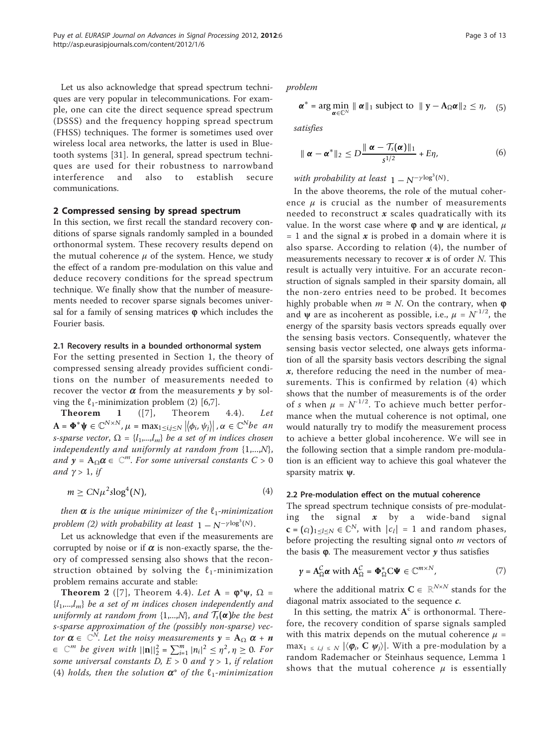Let us also acknowledge that spread spectrum techniques are very popular in telecommunications. For example, one can cite the direct sequence spread spectrum (DSSS) and the frequency hopping spread spectrum (FHSS) techniques. The former is sometimes used over wireless local area networks, the latter is used in Bluetooth systems [31]. In general, spread spectrum techniques are used for their robustness to narrowband interference and also to establish secure communications.

## 2 Compressed sensing by spread spectrum

In this section, we first recall the standard recovery conditions of sparse signals randomly sampled in a bounded orthonormal system. These recovery results depend on the mutual coherence $\mu$ of the system. Hence, we study the effect of a random pre-modulation on this value and deduce recovery conditions for the spread spectrum technique. We finally show that the number of measurements needed to recover sparse signals becomes universal for a family of sensing matrices $\boldsymbol{\phi}$ which includes the Fourier basis.

### 2.1 Recovery results in a bounded orthonormal system

For the setting presented in Section 1, the theory of compressed sensing already provides sufficient conditions on the number of measurements needed to recover the vector $\boldsymbol{\alpha}$ from the measurements $\boldsymbol{y}$ by solving the $\ell_1$-minimization problem (2) [6,7].

**Theorem 1** ([7], Theorem 4.4). *Let* $\mathbf{A} = \boldsymbol{\Phi}^* \boldsymbol{\psi} \in \mathbb{C}^{N\times N}$, $\mu = \max_{1\leq i,j\leq N} |\langle \phi_i, \psi_j \rangle|$, $\boldsymbol{\alpha} \in \mathbb{C}^N$ *be an s-sparse vector,* $\Omega = \{l_1,...,l_m\}$ *be a set of m indices chosen independently and uniformly at random from* $\{1,...,N\}$, *and* $\boldsymbol{y} = \mathbf{A}_\Omega \boldsymbol{\alpha} \in \mathbb{C}^m$. *For some universal constants* $C > 0$ *and* $\gamma > 1$, *if*

$$m \geq CN\mu^2 s \log^4(N), \tag{4}$$

*then* $\boldsymbol{\alpha}$ *is the unique minimizer of the* $\ell_1$*-minimization problem (2) with probability at least* $1 - N^{-\gamma \log^3(N)}$.

Let us acknowledge that even if the measurements are corrupted by noise or if $\boldsymbol{\alpha}$ is non-exactly sparse, the theory of compressed sensing also shows that the reconstruction obtained by solving the $\ell_1$-minimization problem remains accurate and stable:

**Theorem 2** ([7], Theorem 4.4). *Let* $\mathbf{A} = \boldsymbol{\phi}^* \boldsymbol{\psi}$, $\Omega = \{l_1,...,l_m\}$ *be a set of m indices chosen independently and uniformly at random from* $\{1,...,N\}$, *and* $\mathcal{T}_s(\boldsymbol{\alpha})$ *be the best s-sparse approximation of the (possibly non-sparse) vector* $\boldsymbol{\alpha} \in \mathbb{C}^N$. *Let the noisy measurements* $\boldsymbol{y} = \mathbf{A}_\Omega \boldsymbol{\alpha} + \boldsymbol{n} \in \mathbb{C}^m$ *be given with* $\|\mathbf{n}\|_2^2 = \sum_{i=1}^m |n_i|^2 \leq \eta^2, \eta \geq 0$. *For some universal constants* $D$, $E > 0$ *and* $\gamma > 1$, *if relation (4) holds, then the solution* $\boldsymbol{\alpha}^*$ *of the* $\ell_1$*-minimization problem*

$$\boldsymbol{\alpha}^* = \arg\min_{\boldsymbol{\alpha}\in\mathbb{C}^N} \|\boldsymbol{\alpha}\|_1 \text{ subject to } \|\mathbf{y} - \mathbf{A}_\Omega \boldsymbol{\alpha}\|_2 \leq \eta, \tag{5}$$

*satisfies*

$$\|\boldsymbol{\alpha} - \boldsymbol{\alpha}^*\|_2 \leq D \frac{\|\boldsymbol{\alpha} - \mathcal{T}_s(\boldsymbol{\alpha})\|_1}{s^{1/2}} + E\eta, \tag{6}$$

*with probability at least* $1 - N^{-\gamma \log^3(N)}$.

In the above theorems, the role of the mutual coherence $\mu$ is crucial as the number of measurements needed to reconstruct $\boldsymbol{x}$ scales quadratically with its value. In the worst case where $\boldsymbol{\phi}$ and $\boldsymbol{\psi}$ are identical, $\mu = 1$ and the signal $\boldsymbol{x}$ is probed in a domain where it is also sparse. According to relation (4), the number of measurements necessary to recover $\boldsymbol{x}$ is of order $N$. This result is actually very intuitive. For an accurate reconstruction of signals sampled in their sparsity domain, all the non-zero entries need to be probed. It becomes highly probable when $m \simeq N$. On the contrary, when $\boldsymbol{\phi}$ and $\boldsymbol{\psi}$ are as incoherent as possible, i.e., $\mu = N^{-1/2}$, the energy of the sparsity basis vectors spreads equally over the sensing basis vectors. Consequently, whatever the sensing basis vector selected, one always gets information of all the sparsity basis vectors describing the signal $\boldsymbol{x}$, therefore reducing the need in the number of measurements. This is confirmed by relation (4) which shows that the number of measurements is of the order of $s$ when $\mu = N^{-1/2}$. To achieve much better performance when the mutual coherence is not optimal, one would naturally try to modify the measurement process to achieve a better global incoherence. We will see in the following section that a simple random pre-modulation is an efficient way to achieve this goal whatever the sparsity matrix $\boldsymbol{\psi}$.

### 2.2 Pre-modulation effect on the mutual coherence

The spread spectrum technique consists of pre-modulating the signal $\boldsymbol{x}$ by a wide-band signal $\mathbf{c} = (c_l)_{1\leq l\leq N} \in \mathbb{C}^N$, with $|c_l| = 1$ and random phases, before projecting the resulting signal onto $m$ vectors of the basis $\boldsymbol{\phi}$. The measurement vector $\boldsymbol{y}$ thus satisfies

$$\boldsymbol{y} = \mathbf{A}_\Omega^{\mathcal{C}} \boldsymbol{\alpha} \text{ with } \mathbf{A}_\Omega^{\mathcal{C}} = \boldsymbol{\Phi}_\Omega^* \mathbf{C} \boldsymbol{\Psi} \in \mathbb{C}^{m\times N}, \tag{7}$$

where the additional matrix $\mathbf{C} \in \mathbb{R}^{N\times N}$ stands for the diagonal matrix associated to the sequence $\boldsymbol{c}$.

In this setting, the matrix $\mathbf{A}^c$ is orthonormal. Therefore, the recovery condition of sparse signals sampled with this matrix depends on the mutual coherence $\mu = \max_{1\leq i,j\leq N} |\langle \boldsymbol{\varphi}_i, \mathbf{C}\, \boldsymbol{\psi}_j \rangle|$. With a pre-modulation by a random Rademacher or Steinhaus sequence, Lemma 1 shows that the mutual coherence $\mu$ is essentially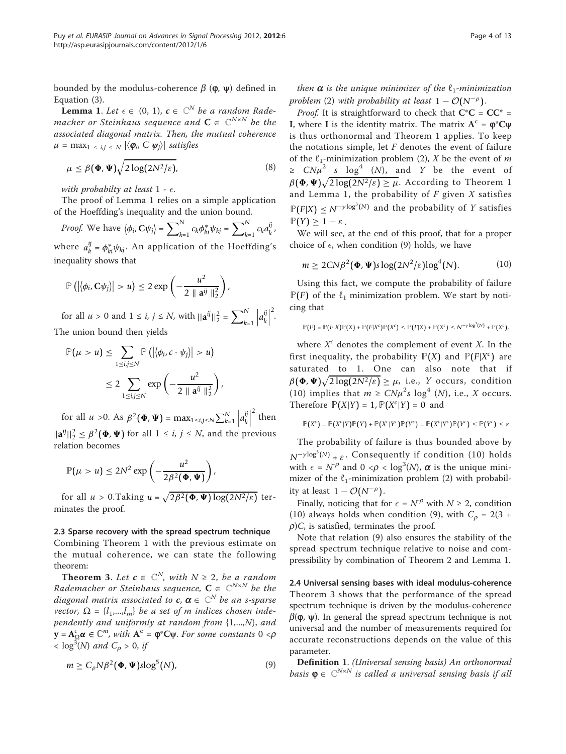bounded by the modulus-coherence $\beta$ ($\varphi$, $\psi$) defined in Equation (3).

**Lemma 1**. *Let* $\epsilon \in (0, 1)$, $\boldsymbol{c} \in \mathbb{C}^N$ *be a random Rademacher or Steinhaus sequence and* $\mathbf{C} \in \mathbb{C}^{N\times N}$ *be the associated diagonal matrix. Then, the mutual coherence* $\mu = \max_{1 \le i,j \le N} |\langle \boldsymbol{\varphi}_i, \mathbf{C}\, \boldsymbol{\psi}_j\rangle|$ *satisfies*

$$\mu \le \beta(\mathbf{\Phi}, \mathbf{\Psi})\sqrt{2\log(2N^2/\varepsilon)}, \tag{8}$$

*with probabilty at least* $1 - \epsilon$.

The proof of Lemma 1 relies on a simple application of the Hoeffding's inequality and the union bound.

*Proof.* We have $\langle \phi_i, \mathbf{C}\psi_j\rangle = \sum_{k=1}^{N} c_k \phi_{ki}^* \psi_{kj} = \sum_{k=1}^{N} c_k a_k^{ij}$, where $a_k^{ij} = \phi_{ki}^* \psi_{kj}$. An application of the Hoeffding's inequality shows that

$$\mathbb{P}\left(\left|\langle \phi_i, \mathbf{C}\psi_j\rangle\right| > u\right) \le 2\exp\left(-\frac{u^2}{2\parallel \mathbf{a}^{ij}\parallel_2^2}\right),$$

for all $u > 0$ and $1 \le i, j \le N$, with $||\mathbf{a}^{ij}||_2^2 = \sum_{k=1}^{N} \left|a_k^{ij}\right|^2$. The union bound then yields

$$\begin{aligned}\mathbb{P}(\mu > u) &\le \sum_{1\le i,j\le N} \mathbb{P}\left(\left|\langle \phi_i, c\cdot \psi_j\rangle\right| > u\right)\\ &\le 2\sum_{1\le i,j\le N} \exp\left(-\frac{u^2}{2\parallel \mathbf{a}^{ij}\parallel_2^2}\right),\end{aligned}$$

for all $u > 0$. As $\beta^2(\mathbf{\Phi}, \mathbf{\Psi}) = \max_{1\le i,j\le N} \sum_{k=1}^{N} \left|a_k^{ij}\right|^2$ then $||\mathbf{a}^{ij}||_2^2 \le \beta^2(\mathbf{\Phi}, \mathbf{\Psi})$ for all $1 \le i, j \le N$, and the previous relation becomes

$$\mathbb{P}(\mu > u) \le 2N^2 \exp\left(-\frac{u^2}{2\beta^2(\mathbf{\Phi}, \mathbf{\Psi})}\right),$$

for all $u > 0$.Taking $u = \sqrt{2\beta^2(\mathbf{\Phi}, \mathbf{\Psi})\log(2N^2/\varepsilon)}$ terminates the proof.

### 2.3 Sparse recovery with the spread spectrum technique

Combining Theorem 1 with the previous estimate on the mutual coherence, we can state the following theorem:

**Theorem 3**. *Let* $\boldsymbol{c} \in \mathbb{C}^N$, *with* $N \ge 2$, *be a random Rademacher or Steinhaus sequence,* $\mathbf{C} \in \mathbb{C}^{N\times N}$ *be the diagonal matrix associated to* $\boldsymbol{c}$, $\boldsymbol{\alpha} \in \mathbb{C}^N$ *be an s-sparse vector,* $\Omega = \{l_1,...,l_m\}$ *be a set of m indices chosen independently and uniformly at random from* $\{1,...,N\}$, *and* $\mathbf{y} = \mathbf{A}_\Omega^c \boldsymbol{\alpha} \in \mathbb{C}^m$, *with* $\mathbf{A}^c = \boldsymbol{\varphi}^*\mathbf{C}\boldsymbol{\psi}$. *For some constants* $0 < \rho < \log^3(N)$ *and* $C_\rho > 0$, *if*

$$m \ge C_\rho N \beta^2(\mathbf{\Phi}, \mathbf{\Psi}) s \log^5(N), \tag{9}$$

*then* $\boldsymbol{\alpha}$ *is the unique minimizer of the* $\ell_1$*-minimization problem* (2) *with probability at least* $1 - \mathcal{O}(N^{-\rho})$.

*Proof.* It is straightforward to check that $\mathbf{C}^*\mathbf{C} = \mathbf{C}\mathbf{C}^* = \mathbf{I}$, where $\mathbf{I}$ is the identity matrix. The matrix $\mathbf{A}^c = \boldsymbol{\varphi}^*\mathbf{C}\boldsymbol{\psi}$ is thus orthonormal and Theorem 1 applies. To keep the notations simple, let $F$ denotes the event of failure of the $\ell_1$-minimization problem (2), $X$ be the event of $m \ge CN\mu^2 s \log^4(N)$, and $Y$ be the event of $\beta(\mathbf{\Phi}, \mathbf{\Psi})\sqrt{2\log(2N^2/\varepsilon)} \ge \mu$. According to Theorem 1 and Lemma 1, the probability of $F$ given $X$ satisfies $\mathbb{P}(F|X) \le N^{-\gamma \log^3(N)}$ and the probability of $Y$ satisfies $\mathbb{P}(Y) \ge 1 - \varepsilon$.

We will see, at the end of this proof, that for a proper choice of $\epsilon$, when condition (9) holds, we have

$$m \ge 2CN\beta^2(\mathbf{\Phi}, \mathbf{\Psi}) s \log(2N^2/\varepsilon)\log^4(N). \tag{10}$$

Using this fact, we compute the probability of failure $\mathbb{P}(F)$ of the $\ell_1$ minimization problem. We start by noticing that

$$\mathbb{P}(F) = \mathbb{P}(F|X)\mathbb{P}(X) + \mathbb{P}(F|X^c)\mathbb{P}(X^c) \le \mathbb{P}(F|X) + \mathbb{P}(X^c) \le N^{-\gamma\log^3(N)} + \mathbb{P}(X^c),$$

where $X^c$ denotes the complement of event $X$. In the first inequality, the probability $\mathbb{P}(X)$ and $\mathbb{P}(F|X^c)$ are saturated to 1. One can also note that if $\beta(\mathbf{\Phi}, \mathbf{\Psi})\sqrt{2\log(2N^2/\varepsilon)} \ge \mu$, i.e., $Y$ occurs, condition (10) implies that $m \ge CN\mu^2 s \log^4(N)$, i.e., $X$ occurs. Therefore $\mathbb{P}(X|Y) = 1, \mathbb{P}(X^c|Y) = 0$ and

$$\mathbb{P}(X^c) = \mathbb{P}(X^c|Y)\mathbb{P}(Y) + \mathbb{P}(X^c|Y^c)\mathbb{P}(Y^c) = \mathbb{P}(X^c|Y^c)\mathbb{P}(Y^c) \le \mathbb{P}(Y^c) \le \varepsilon.$$

The probability of failure is thus bounded above by $N^{-\gamma\log^3(N)} + \varepsilon$. Consequently if condition (10) holds with $\epsilon = N^{-\rho}$ and $0 < \rho < \log^3(N)$, $\boldsymbol{\alpha}$ is the unique minimizer of the $\ell_1$-minimization problem (2) with probability at least $1 - \mathcal{O}(N^{-\rho})$.

Finally, noticing that for $\epsilon = N^{-\rho}$ with $N \ge 2$, condition (10) always holds when condition (9), with $C_\rho = 2(3 + \rho)C$, is satisfied, terminates the proof.

Note that relation (9) also ensures the stability of the spread spectrum technique relative to noise and compressibility by combination of Theorem 2 and Lemma 1.

### 2.4 Universal sensing bases with ideal modulus-coherence

Theorem 3 shows that the performance of the spread spectrum technique is driven by the modulus-coherence $\beta(\boldsymbol{\varphi}, \boldsymbol{\psi})$. In general the spread spectrum technique is not universal and the number of measurements required for accurate reconstructions depends on the value of this parameter.

**Definition 1**. *(Universal sensing basis) An orthonormal basis* $\boldsymbol{\varphi} \in \mathbb{C}^{N\times N}$ *is called a universal sensing basis if all*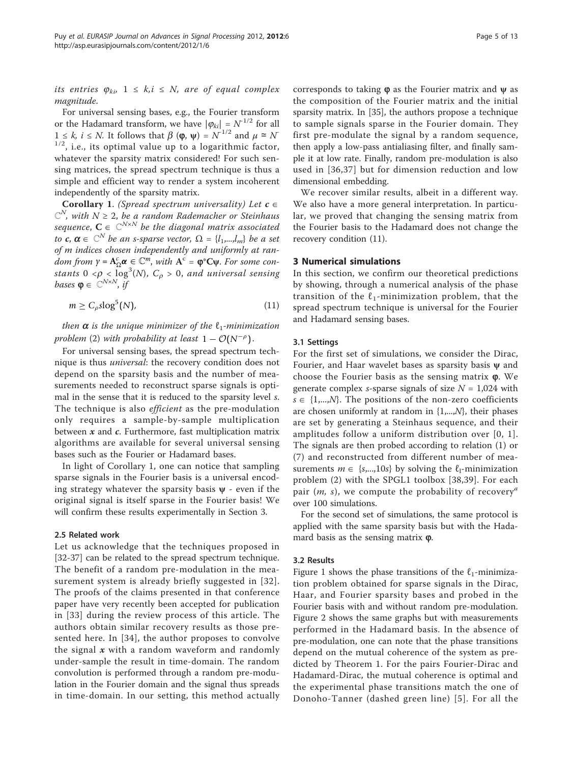*its entries* $\varphi_{ki}$, $1 \leq k,i \leq N$, *are of equal complex magnitude.*

For universal sensing bases, e.g., the Fourier transform or the Hadamard transform, we have $|\varphi_{ki}| = N^{-1/2}$ for all $1 \leq k, i \leq N$. It follows that $\beta(\boldsymbol{\varphi}, \boldsymbol{\psi}) = N^{-1/2}$ and $\mu \simeq N^{-1/2}$, i.e., its optimal value up to a logarithmic factor, whatever the sparsity matrix considered! For such sensing matrices, the spread spectrum technique is thus a simple and efficient way to render a system incoherent independently of the sparsity matrix.

**Corollary 1**. *(Spread spectrum universality) Let* $\boldsymbol{c} \in \mathbb{C}^N$*, with* $N \geq 2$*, be a random Rademacher or Steinhaus sequence,* $\mathbf{C} \in \mathbb{C}^{N \times N}$ *be the diagonal matrix associated to* $\boldsymbol{c}$*,* $\boldsymbol{\alpha} \in \mathbb{C}^N$ *be an s-sparse vector,* $\Omega = \{l_1,...,l_m\}$ *be a set of m indices chosen independently and uniformly at random from* $\boldsymbol{y} = \mathbf{A}^c_\Omega \boldsymbol{\alpha} \in \mathbb{C}^m$*, with* $\mathbf{A}^c = \boldsymbol{\varphi}^* \mathbf{C} \boldsymbol{\psi}$*. For some constants* $0 < \rho < \log^3(N)$*,* $C_\rho > 0$*, and universal sensing bases* $\boldsymbol{\varphi} \in \mathbb{C}^{N \times N}$*, if*

$$m \geq C_\rho s \log^5(N), \tag{11}$$

*then* $\boldsymbol{\alpha}$ *is the unique minimizer of the* $\ell_1$*-minimization problem (2) with probability at least* $1 - \mathcal{O}(N^{-\rho})$.

For universal sensing bases, the spread spectrum technique is thus *universal*: the recovery condition does not depend on the sparsity basis and the number of measurements needed to reconstruct sparse signals is optimal in the sense that it is reduced to the sparsity level *s*. The technique is also *efficient* as the pre-modulation only requires a sample-by-sample multiplication between $\boldsymbol{x}$ and $\boldsymbol{c}$. Furthermore, fast multiplication matrix algorithms are available for several universal sensing bases such as the Fourier or Hadamard bases.

In light of Corollary 1, one can notice that sampling sparse signals in the Fourier basis is a universal encoding strategy whatever the sparsity basis $\boldsymbol{\psi}$ - even if the original signal is itself sparse in the Fourier basis! We will confirm these results experimentally in Section 3.

### 2.5 Related work

Let us acknowledge that the techniques proposed in [32-37] can be related to the spread spectrum technique. The benefit of a random pre-modulation in the measurement system is already briefly suggested in [32]. The proofs of the claims presented in that conference paper have very recently been accepted for publication in [33] during the review process of this article. The authors obtain similar recovery results as those presented here. In [34], the author proposes to convolve the signal $\boldsymbol{x}$ with a random waveform and randomly under-sample the result in time-domain. The random convolution is performed through a random pre-modulation in the Fourier domain and the signal thus spreads in time-domain. In our setting, this method actually corresponds to taking $\boldsymbol{\varphi}$ as the Fourier matrix and $\boldsymbol{\psi}$ as the composition of the Fourier matrix and the initial sparsity matrix. In [35], the authors propose a technique to sample signals sparse in the Fourier domain. They first pre-modulate the signal by a random sequence, then apply a low-pass antialiasing filter, and finally sample it at low rate. Finally, random pre-modulation is also used in [36,37] but for dimension reduction and low dimensional embedding.

We recover similar results, albeit in a different way. We also have a more general interpretation. In particular, we proved that changing the sensing matrix from the Fourier basis to the Hadamard does not change the recovery condition (11).

## 3 Numerical simulations

In this section, we confirm our theoretical predictions by showing, through a numerical analysis of the phase transition of the $\ell_1$-minimization problem, that the spread spectrum technique is universal for the Fourier and Hadamard sensing bases.

### 3.1 Settings

For the first set of simulations, we consider the Dirac, Fourier, and Haar wavelet bases as sparsity basis $\boldsymbol{\psi}$ and choose the Fourier basis as the sensing matrix $\boldsymbol{\varphi}$. We generate complex *s*-sparse signals of size $N = 1,024$ with $s \in \{1,...,N\}$. The positions of the non-zero coefficients are chosen uniformly at random in $\{1,...,N\}$, their phases are set by generating a Steinhaus sequence, and their amplitudes follow a uniform distribution over [0, 1]. The signals are then probed according to relation (1) or (7) and reconstructed from different number of measurements $m \in \{s,...,10s\}$ by solving the $\ell_1$-minimization problem (2) with the SPGL1 toolbox [38,39]. For each pair $(m, s)$, we compute the probability of recovery[a] over 100 simulations.

For the second set of simulations, the same protocol is applied with the same sparsity basis but with the Hadamard basis as the sensing matrix $\boldsymbol{\varphi}$.

### 3.2 Results

Figure 1 shows the phase transitions of the $\ell_1$-minimization problem obtained for sparse signals in the Dirac, Haar, and Fourier sparsity bases and probed in the Fourier basis with and without random pre-modulation. Figure 2 shows the same graphs but with measurements performed in the Hadamard basis. In the absence of pre-modulation, one can note that the phase transitions depend on the mutual coherence of the system as predicted by Theorem 1. For the pairs Fourier-Dirac and Hadamard-Dirac, the mutual coherence is optimal and the experimental phase transitions match the one of Donoho-Tanner (dashed green line) [5]. For all the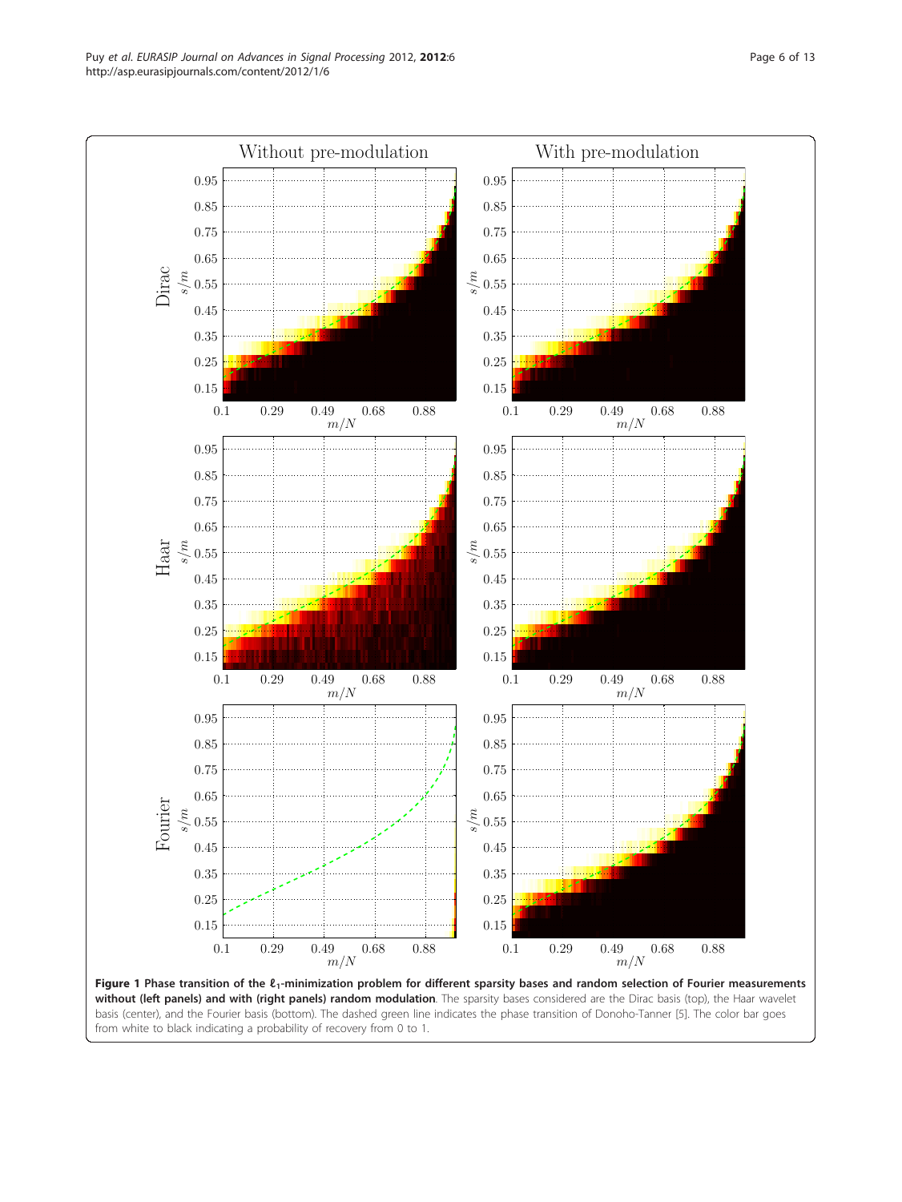**Figure 1 Phase transition of the $\ell_1$-minimization problem for different sparsity bases and random selection of Fourier measurements without (left panels) and with (right panels) random modulation**. The sparsity bases considered are the Dirac basis (top), the Haar wavelet basis (center), and the Fourier basis (bottom). The dashed green line indicates the phase transition of Donoho-Tanner [5]. The color bar goes from white to black indicating a probability of recovery from 0 to 1.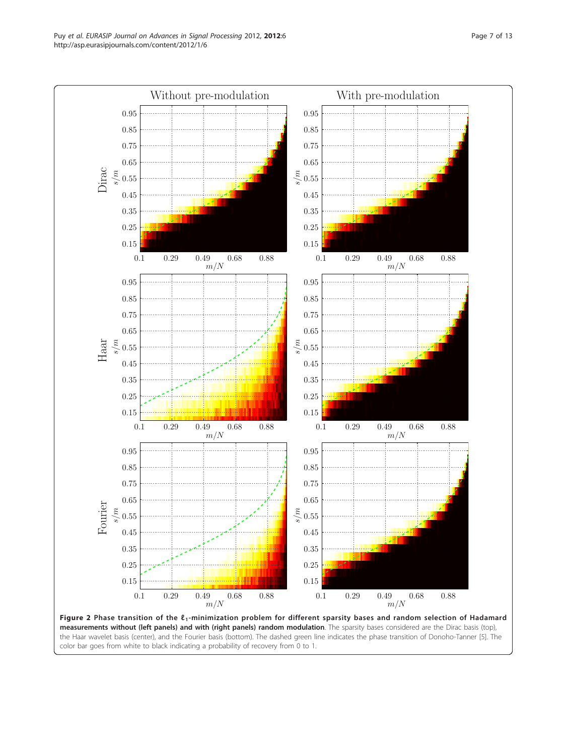**Figure 2 Phase transition of the $\ell_1$-minimization problem for different sparsity bases and random selection of Hadamard measurements without (left panels) and with (right panels) random modulation**. The sparsity bases considered are the Dirac basis (top), the Haar wavelet basis (center), and the Fourier basis (bottom). The dashed green line indicates the phase transition of Donoho-Tanner [5]. The color bar goes from white to black indicating a probability of recovery from 0 to 1.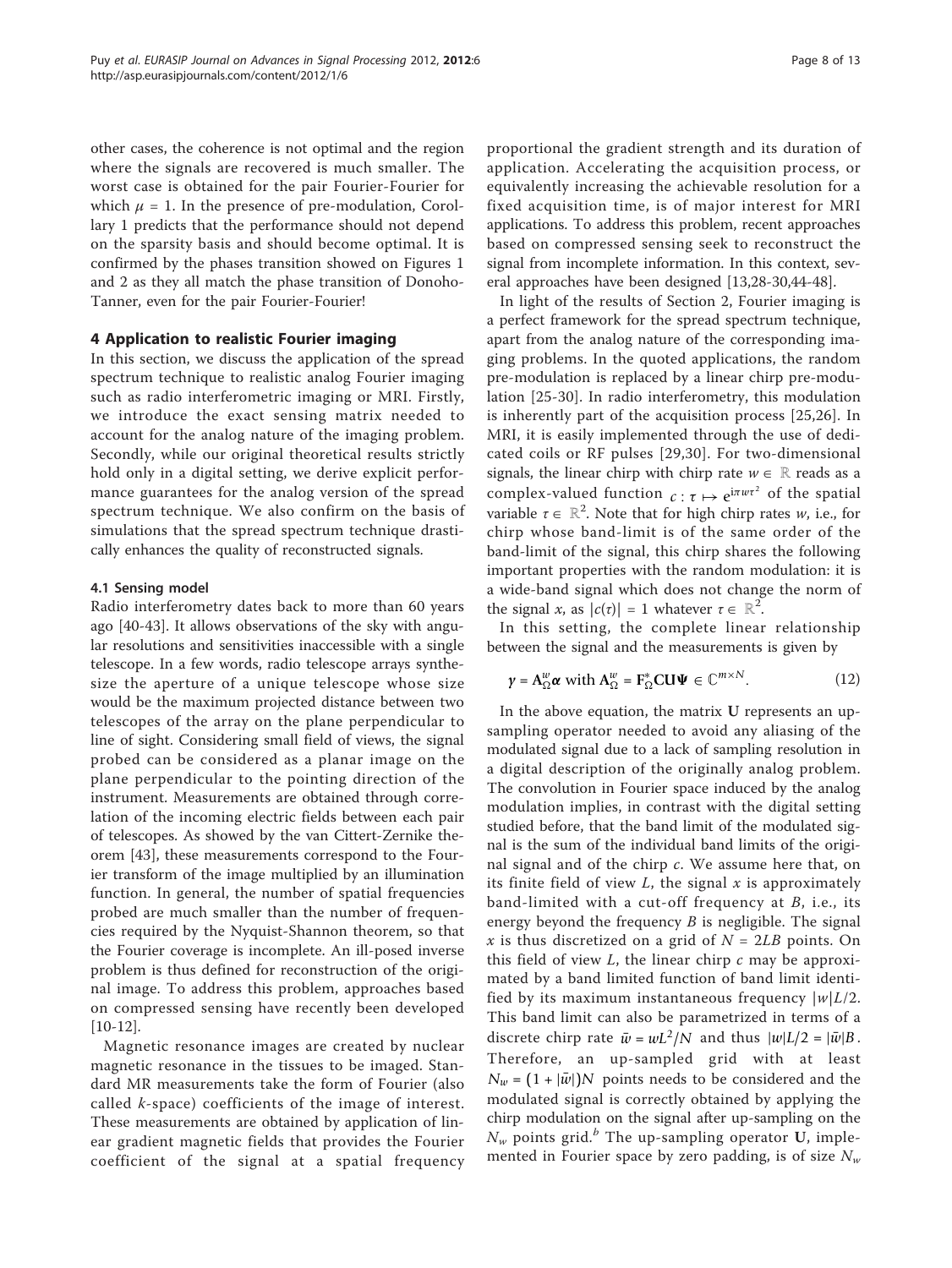other cases, the coherence is not optimal and the region where the signals are recovered is much smaller. The worst case is obtained for the pair Fourier-Fourier for which $\mu = 1$. In the presence of pre-modulation, Corollary 1 predicts that the performance should not depend on the sparsity basis and should become optimal. It is confirmed by the phases transition showed on Figures 1 and 2 as they all match the phase transition of Donoho-Tanner, even for the pair Fourier-Fourier!

## 4 Application to realistic Fourier imaging

In this section, we discuss the application of the spread spectrum technique to realistic analog Fourier imaging such as radio interferometric imaging or MRI. Firstly, we introduce the exact sensing matrix needed to account for the analog nature of the imaging problem. Secondly, while our original theoretical results strictly hold only in a digital setting, we derive explicit performance guarantees for the analog version of the spread spectrum technique. We also confirm on the basis of simulations that the spread spectrum technique drastically enhances the quality of reconstructed signals.

### 4.1 Sensing model

Radio interferometry dates back to more than 60 years ago [40-43]. It allows observations of the sky with angular resolutions and sensitivities inaccessible with a single telescope. In a few words, radio telescope arrays synthesize the aperture of a unique telescope whose size would be the maximum projected distance between two telescopes of the array on the plane perpendicular to line of sight. Considering small field of views, the signal probed can be considered as a planar image on the plane perpendicular to the pointing direction of the instrument. Measurements are obtained through correlation of the incoming electric fields between each pair of telescopes. As showed by the van Cittert-Zernike theorem [43], these measurements correspond to the Fourier transform of the image multiplied by an illumination function. In general, the number of spatial frequencies probed are much smaller than the number of frequencies required by the Nyquist-Shannon theorem, so that the Fourier coverage is incomplete. An ill-posed inverse problem is thus defined for reconstruction of the original image. To address this problem, approaches based on compressed sensing have recently been developed [10-12].

Magnetic resonance images are created by nuclear magnetic resonance in the tissues to be imaged. Standard MR measurements take the form of Fourier (also called $k$-space) coefficients of the image of interest. These measurements are obtained by application of linear gradient magnetic fields that provides the Fourier coefficient of the signal at a spatial frequency proportional the gradient strength and its duration of application. Accelerating the acquisition process, or equivalently increasing the achievable resolution for a fixed acquisition time, is of major interest for MRI applications. To address this problem, recent approaches based on compressed sensing seek to reconstruct the signal from incomplete information. In this context, several approaches have been designed [13,28-30,44-48].

In light of the results of Section 2, Fourier imaging is a perfect framework for the spread spectrum technique, apart from the analog nature of the corresponding imaging problems. In the quoted applications, the random pre-modulation is replaced by a linear chirp pre-modulation [25-30]. In radio interferometry, this modulation is inherently part of the acquisition process [25,26]. In MRI, it is easily implemented through the use of dedicated coils or RF pulses [29,30]. For two-dimensional signals, the linear chirp with chirp rate $w \in \mathbb{R}$ reads as a complex-valued function $c : \tau \mapsto e^{i\pi w \tau^2}$ of the spatial variable $\tau \in \mathbb{R}^2$. Note that for high chirp rates $w$, i.e., for chirp whose band-limit is of the same order of the band-limit of the signal, this chirp shares the following important properties with the random modulation: it is a wide-band signal which does not change the norm of the signal $x$, as $|c(\tau)| = 1$ whatever $\tau \in \mathbb{R}^2$.

In this setting, the complete linear relationship between the signal and the measurements is given by

$$y = \mathbf{A}_{\Omega}^{w}\boldsymbol{\alpha} \text{ with } \mathbf{A}_{\Omega}^{w} = \mathbf{F}_{\Omega}^{*}\mathbf{C}\mathbf{U}\boldsymbol{\Psi} \in \mathbb{C}^{m \times N}. \qquad (12)$$

In the above equation, the matrix $\mathbf{U}$ represents an up-sampling operator needed to avoid any aliasing of the modulated signal due to a lack of sampling resolution in a digital description of the originally analog problem. The convolution in Fourier space induced by the analog modulation implies, in contrast with the digital setting studied before, that the band limit of the modulated signal is the sum of the individual band limits of the original signal and of the chirp $c$. We assume here that, on its finite field of view $L$, the signal $x$ is approximately band-limited with a cut-off frequency at $B$, i.e., its energy beyond the frequency $B$ is negligible. The signal $x$ is thus discretized on a grid of $N = 2LB$ points. On this field of view $L$, the linear chirp $c$ may be approximated by a band limited function of band limit identified by its maximum instantaneous frequency $|w|L/2$. This band limit can also be parametrized in terms of a discrete chirp rate $\bar{w} = wL^2/N$ and thus $|w|L/2 = |\bar{w}|B$. Therefore, an up-sampled grid with at least $N_w = (1 + |\bar{w}|)N$ points needs to be considered and the modulated signal is correctly obtained by applying the chirp modulation on the signal after up-sampling on the $N_w$ points grid.[b] The up-sampling operator $\mathbf{U}$, implemented in Fourier space by zero padding, is of size $N_w$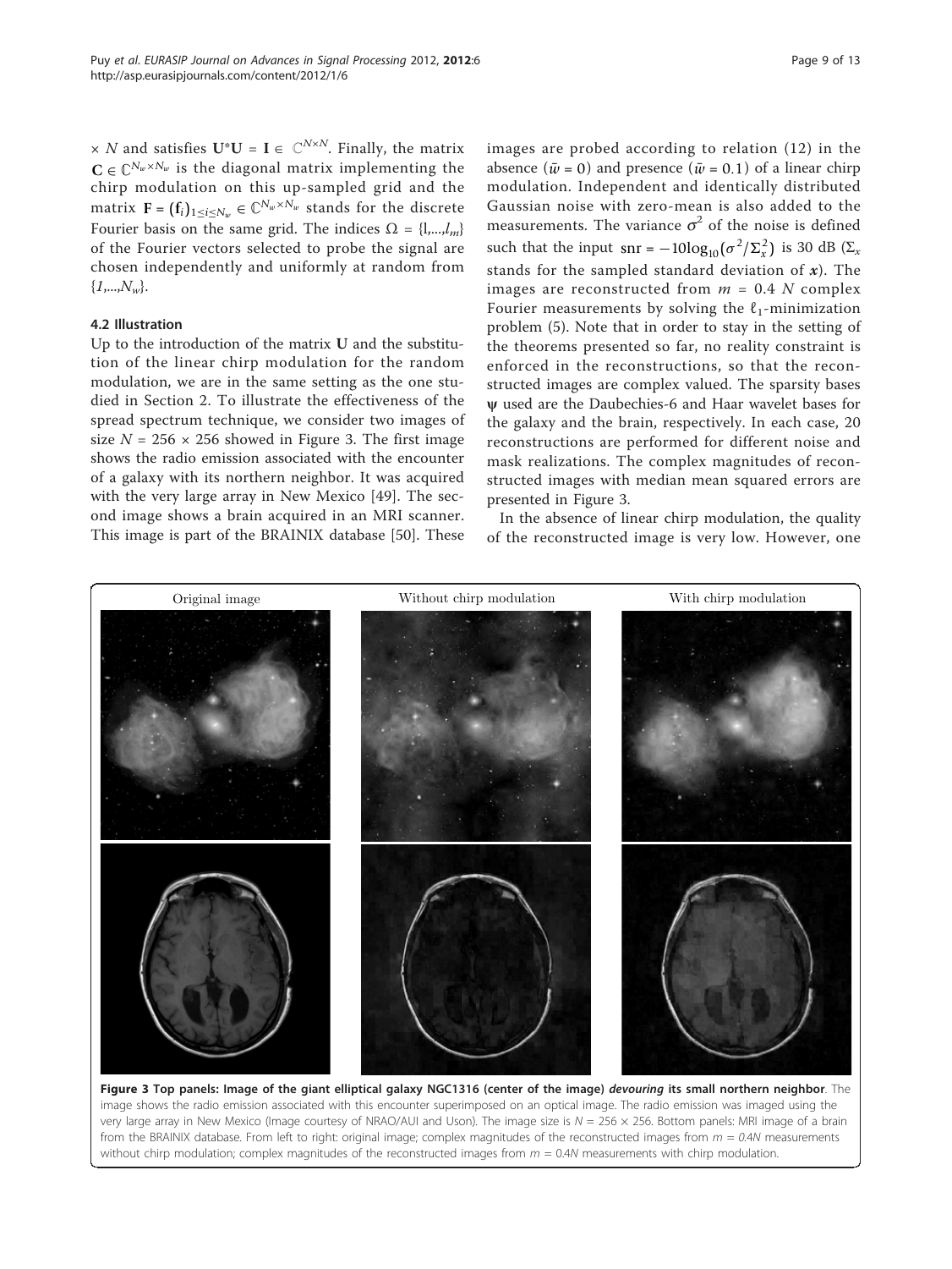$\times N$ and satisfies $\mathbf{U}^*\mathbf{U} = \mathbf{I} \in \mathbb{C}^{N\times N}$. Finally, the matrix $\mathbf{C} \in \mathbb{C}^{N_w\times N_w}$ is the diagonal matrix implementing the chirp modulation on this up-sampled grid and the matrix $\mathbf{F} = (\mathbf{f}_i)_{1\leq i\leq N_w} \in \mathbb{C}^{N_w\times N_w}$ stands for the discrete Fourier basis on the same grid. The indices $\Omega = \{l,...,l_m\}$ of the Fourier vectors selected to probe the signal are chosen independently and uniformly at random from $\{1,...,N_w\}$.

### 4.2 Illustration

Up to the introduction of the matrix $\mathbf{U}$ and the substitution of the linear chirp modulation for the random modulation, we are in the same setting as the one studied in Section 2. To illustrate the effectiveness of the spread spectrum technique, we consider two images of size $N = 256 \times 256$ showed in Figure 3. The first image shows the radio emission associated with the encounter of a galaxy with its northern neighbor. It was acquired with the very large array in New Mexico [49]. The second image shows a brain acquired in an MRI scanner. This image is part of the BRAINIX database [50]. These images are probed according to relation (12) in the absence ($\bar{w} = 0$) and presence ($\bar{w} = 0.1$) of a linear chirp modulation. Independent and identically distributed Gaussian noise with zero-mean is also added to the measurements. The variance $\sigma^2$ of the noise is defined such that the input $\text{snr} = -10\log_{10}(\sigma^2/\Sigma_x^2)$ is 30 dB ($\Sigma_x$ stands for the sampled standard deviation of $\boldsymbol{x}$). The images are reconstructed from $m = 0.4\ N$ complex Fourier measurements by solving the $\ell_1$-minimization problem (5). Note that in order to stay in the setting of the theorems presented so far, no reality constraint is enforced in the reconstructions, so that the reconstructed images are complex valued. The sparsity bases $\boldsymbol{\psi}$ used are the Daubechies-6 and Haar wavelet bases for the galaxy and the brain, respectively. In each case, 20 reconstructions are performed for different noise and mask realizations. The complex magnitudes of reconstructed images with median mean squared errors are presented in Figure 3.

In the absence of linear chirp modulation, the quality of the reconstructed image is very low. However, one

**Figure 3 Top panels: Image of the giant elliptical galaxy NGC1316 (center of the image) *devouring* its small northern neighbor**. The image shows the radio emission associated with this encounter superimposed on an optical image. The radio emission was imaged using the very large array in New Mexico (Image courtesy of NRAO/AUI and Uson). The image size is $N = 256 \times 256$. Bottom panels: MRI image of a brain from the BRAINIX database. From left to right: original image; complex magnitudes of the reconstructed images from $m = 0.4N$ measurements without chirp modulation; complex magnitudes of the reconstructed images from $m = 0.4N$ measurements with chirp modulation.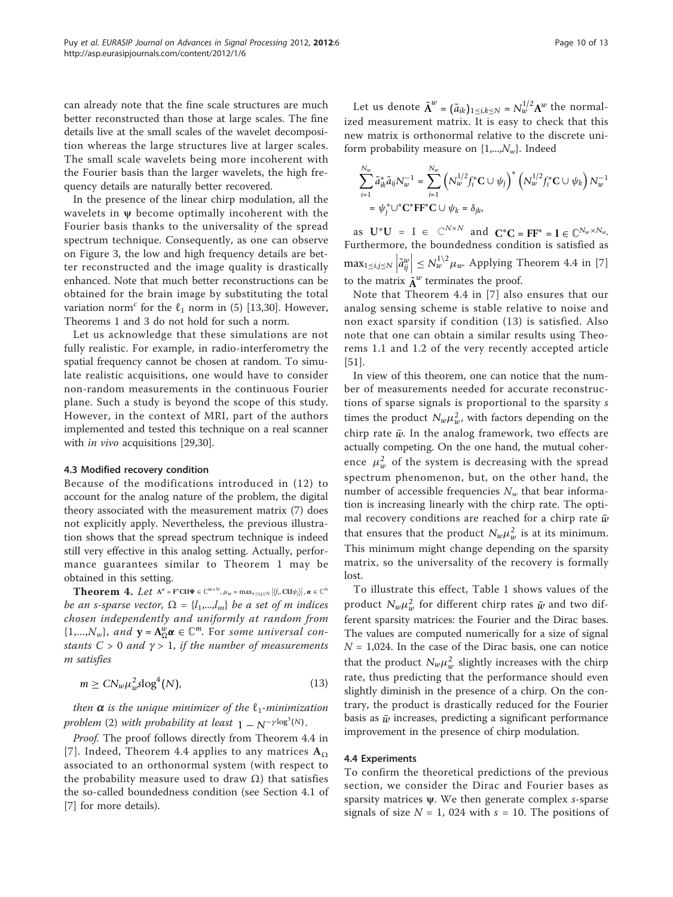can already note that the fine scale structures are much better reconstructed than those at large scales. The fine details live at the small scales of the wavelet decomposition whereas the large structures live at larger scales. The small scale wavelets being more incoherent with the Fourier basis than the larger wavelets, the high frequency details are naturally better recovered.

In the presence of the linear chirp modulation, all the wavelets in $\boldsymbol{\psi}$ become optimally incoherent with the Fourier basis thanks to the universality of the spread spectrum technique. Consequently, as one can observe on Figure 3, the low and high frequency details are better reconstructed and the image quality is drastically enhanced. Note that much better reconstructions can be obtained for the brain image by substituting the total variation norm[c] for the $\ell_1$ norm in (5) [13,30]. However, Theorems 1 and 3 do not hold for such a norm.

Let us acknowledge that these simulations are not fully realistic. For example, in radio-interferometry the spatial frequency cannot be chosen at random. To simulate realistic acquisitions, one would have to consider non-random measurements in the continuous Fourier plane. Such a study is beyond the scope of this study. However, in the context of MRI, part of the authors implemented and tested this technique on a real scanner with *in vivo* acquisitions [29,30].

### 4.3 Modified recovery condition

Because of the modifications introduced in (12) to account for the analog nature of the problem, the digital theory associated with the measurement matrix (7) does not explicitly apply. Nevertheless, the previous illustration shows that the spread spectrum technique is indeed still very effective in this analog setting. Actually, performance guarantees similar to Theorem 1 may be obtained in this setting.

**Theorem 4.** *Let* $\mathbf{A}^w = \mathbf{F}^*\mathbf{C}\mathbf{U}\boldsymbol{\Psi} \in \mathbb{C}^{m\times N}$, $\mu_w = \max_{1\le i,j\le N} |\langle f_i, \mathbf{C}\mathbf{U}\psi_j\rangle|$, $\boldsymbol{\alpha} \in \mathbb{C}^N$ *be an s-sparse vector,* $\Omega = \{l_1,...,l_m\}$ *be a set of m indices chosen independently and uniformly at random from* $\{1,...,N_w\}$, *and* $\mathbf{y} = \mathbf{A}^w_\Omega \boldsymbol{\alpha} \in \mathbb{C}^m$. *For some universal constants* $C > 0$ *and* $\gamma > 1$, *if the number of measurements m satisfies*

$$m \ge C N_w \mu_w^2 s \log^4(N), \tag{13}$$

*then* $\boldsymbol{\alpha}$ *is the unique minimizer of the* $\ell_1$*-minimization problem* (2) *with probability at least* $1 - N^{-\gamma \log^3(N)}$.

*Proof.* The proof follows directly from Theorem 4.4 in [7]. Indeed, Theorem 4.4 applies to any matrices $\mathbf{A}_\Omega$ associated to an orthonormal system (with respect to the probability measure used to draw Ω) that satisfies the so-called boundedness condition (see Section 4.1 of [7] for more details).

Let us denote $\tilde{\mathbf{A}}^w = (\tilde{a}_{ik})_{1\le i,k\le N} = N_w^{1/2}\mathbf{A}^w$ the normalized measurement matrix. It is easy to check that this new matrix is orthonormal relative to the discrete uniform probability measure on $\{1,...,N_w\}$. Indeed

$$\begin{aligned}\sum_{i=1}^{N_w} \tilde{a}_{ik}^* \tilde{a}_{ij} N_w^{-1} &= \sum_{i=1}^{N_w} \left(N_w^{1/2} f_i^* \mathbf{C} \cup \psi_j\right)^* \left(N_w^{1/2} f_i^* \mathbf{C} \cup \psi_k\right) N_w^{-1} \\ &= \psi_j^* \cup^* \mathbf{C}^* \mathbf{F}\mathbf{F}^* \mathbf{C} \cup \psi_k = \delta_{jk},\end{aligned}$$

as $\mathbf{U}^*\mathbf{U} = \mathrm{I} \in \mathbb{C}^{N\times N}$ and $\mathbf{C}^*\mathbf{C} = \mathbf{F}\mathbf{F}^* = \mathbf{I} \in \mathbb{C}^{N_w\times N_w}$. Furthermore, the boundedness condition is satisfied as $\max_{1\le i,j\le N} \left|\tilde{a}_{ij}^w\right| \le N_w^{1\backslash 2}\mu_w$. Applying Theorem 4.4 in [7] to the matrix $\tilde{\mathbf{A}}^w$ terminates the proof.

Note that Theorem 4.4 in [7] also ensures that our analog sensing scheme is stable relative to noise and non exact sparsity if condition (13) is satisfied. Also note that one can obtain a similar results using Theorems 1.1 and 1.2 of the very recently accepted article [51].

In view of this theorem, one can notice that the number of measurements needed for accurate reconstructions of sparse signals is proportional to the sparsity $s$ times the product $N_w\mu_w^2$, with factors depending on the chirp rate $\bar{w}$. In the analog framework, two effects are actually competing. On the one hand, the mutual coherence $\mu_w^2$ of the system is decreasing with the spread spectrum phenomenon, but, on the other hand, the number of accessible frequencies $N_w$ that bear information is increasing linearly with the chirp rate. The optimal recovery conditions are reached for a chirp rate $\bar{w}$ that ensures that the product $N_w\mu_w^2$ is at its minimum. This minimum might change depending on the sparsity matrix, so the universality of the recovery is formally lost.

To illustrate this effect, Table 1 shows values of the product $N_w\mu_w^2$ for different chirp rates $\bar{w}$ and two different sparsity matrices: the Fourier and the Dirac bases. The values are computed numerically for a size of signal $N = 1{,}024$. In the case of the Dirac basis, one can notice that the product $N_w\mu_w^2$ slightly increases with the chirp rate, thus predicting that the performance should even slightly diminish in the presence of a chirp. On the contrary, the product is drastically reduced for the Fourier basis as $\bar{w}$ increases, predicting a significant performance improvement in the presence of chirp modulation.

### 4.4 Experiments

To confirm the theoretical predictions of the previous section, we consider the Dirac and Fourier bases as sparsity matrices $\boldsymbol{\psi}$. We then generate complex $s$-sparse signals of size $N = 1,024$ with $s = 10$. The positions of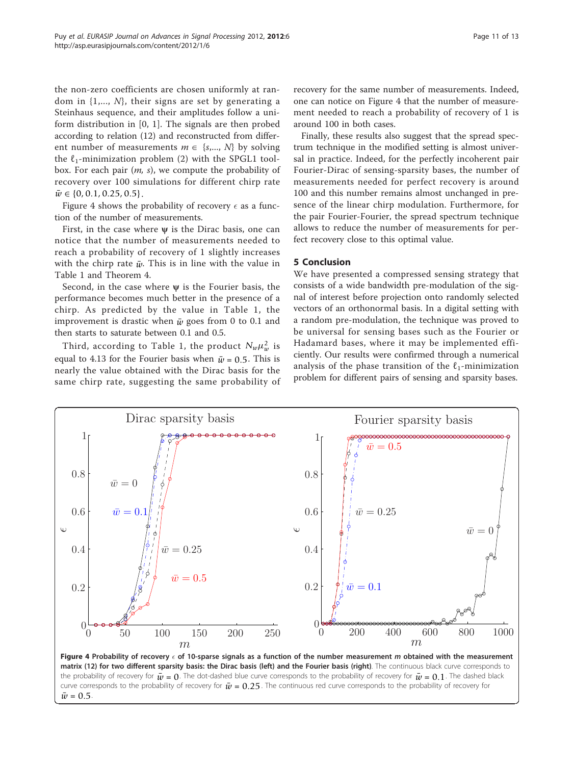the non-zero coefficients are chosen uniformly at random in $\{1,..., N\}$, their signs are set by generating a Steinhaus sequence, and their amplitudes follow a uniform distribution in $[0, 1]$. The signals are then probed according to relation (12) and reconstructed from different number of measurements $m \in \{s,..., N\}$ by solving the $\ell_1$-minimization problem (2) with the SPGL1 toolbox. For each pair $(m, s)$, we compute the probability of recovery over 100 simulations for different chirp rate $\bar{w} \in \{0, 0.1, 0.25, 0.5\}$.

Figure 4 shows the probability of recovery $\epsilon$ as a function of the number of measurements.

First, in the case where $\boldsymbol{\psi}$ is the Dirac basis, one can notice that the number of measurements needed to reach a probability of recovery of 1 slightly increases with the chirp rate $\bar{w}$. This is in line with the value in Table 1 and Theorem 4.

Second, in the case where $\boldsymbol{\psi}$ is the Fourier basis, the performance becomes much better in the presence of a chirp. As predicted by the value in Table 1, the improvement is drastic when $\bar{w}$ goes from 0 to 0.1 and then starts to saturate between 0.1 and 0.5.

Third, according to Table 1, the product $N_w \mu_w^2$ is equal to 4.13 for the Fourier basis when $\bar{w} = 0.5$. This is nearly the value obtained with the Dirac basis for the same chirp rate, suggesting the same probability of recovery for the same number of measurements. Indeed, one can notice on Figure 4 that the number of measurement needed to reach a probability of recovery of 1 is around 100 in both cases.

Finally, these results also suggest that the spread spectrum technique in the modified setting is almost universal in practice. Indeed, for the perfectly incoherent pair Fourier-Dirac of sensing-sparsity bases, the number of measurements needed for perfect recovery is around 100 and this number remains almost unchanged in presence of the linear chirp modulation. Furthermore, for the pair Fourier-Fourier, the spread spectrum technique allows to reduce the number of measurements for perfect recovery close to this optimal value.

## 5 Conclusion

We have presented a compressed sensing strategy that consists of a wide bandwidth pre-modulation of the signal of interest before projection onto randomly selected vectors of an orthonormal basis. In a digital setting with a random pre-modulation, the technique was proved to be universal for sensing bases such as the Fourier or Hadamard bases, where it may be implemented efficiently. Our results were confirmed through a numerical analysis of the phase transition of the $\ell_1$-minimization problem for different pairs of sensing and sparsity bases.

**Figure 4 Probability of recovery $\epsilon$ of 10-sparse signals as a function of the number measurement $m$ obtained with the measurement matrix (12) for two different sparsity basis: the Dirac basis (left) and the Fourier basis (right)**. The continuous black curve corresponds to the probability of recovery for $\bar{w} = 0$. The dot-dashed blue curve corresponds to the probability of recovery for $\bar{w} = 0.1$. The dashed black curve corresponds to the probability of recovery for $\bar{w} = 0.25$. The continuous red curve corresponds to the probability of recovery for $\bar{w} = 0.5$.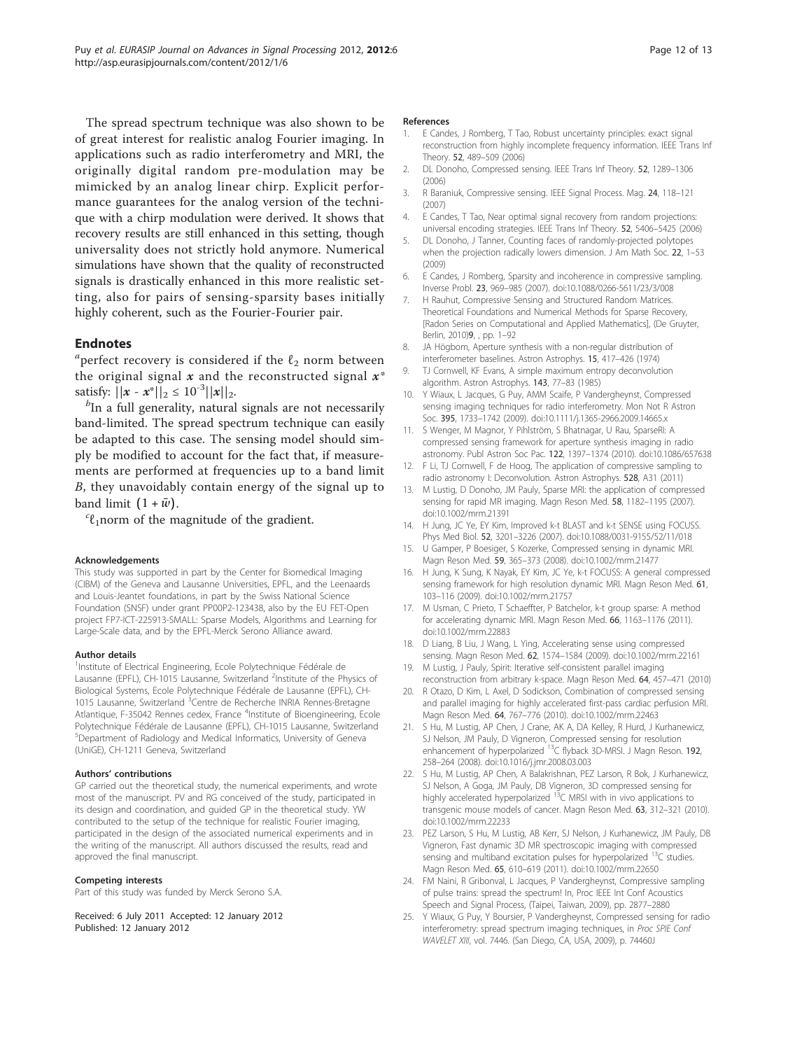The spread spectrum technique was also shown to be of great interest for realistic analog Fourier imaging. In applications such as radio interferometry and MRI, the originally digital random pre-modulation may be mimicked by an analog linear chirp. Explicit performance guarantees for the analog version of the technique with a chirp modulation were derived. It shows that recovery results are still enhanced in this setting, though universality does not strictly hold anymore. Numerical simulations have shown that the quality of reconstructed signals is drastically enhanced in this more realistic setting, also for pairs of sensing-sparsity bases initially highly coherent, such as the Fourier-Fourier pair.

## Endnotes

[a]perfect recovery is considered if the $\ell_2$ norm between the original signal $\boldsymbol{x}$ and the reconstructed signal $\boldsymbol{x}^*$ satisfy: $||\boldsymbol{x} - \boldsymbol{x}^*||_2 \leq 10^{-3}||\boldsymbol{x}||_2$.

[b]In a full generality, natural signals are not necessarily band-limited. The spread spectrum technique can easily be adapted to this case. The sensing model should simply be modified to account for the fact that, if measurements are performed at frequencies up to a band limit $B$, they unavoidably contain energy of the signal up to band limit $(1 + \bar{w})$.

[c]$\ell_1$norm of the magnitude of the gradient.

#### Acknowledgements

This study was supported in part by the Center for Biomedical Imaging (CIBM) of the Geneva and Lausanne Universities, EPFL, and the Leenaards and Louis-Jeantet foundations, in part by the Swiss National Science Foundation (SNSF) under grant PP00P2-123438, also by the EU FET-Open project FP7-ICT-225913-SMALL: Sparse Models, Algorithms and Learning for Large-Scale data, and by the EPFL-Merck Serono Alliance award.

#### Author details

[1]Institute of Electrical Engineering, Ecole Polytechnique Fédérale de Lausanne (EPFL), CH-1015 Lausanne, Switzerland [2]Institute of the Physics of Biological Systems, Ecole Polytechnique Fédérale de Lausanne (EPFL), CH-1015 Lausanne, Switzerland [3]Centre de Recherche INRIA Rennes-Bretagne Atlantique, F-35042 Rennes cedex, France [4]Institute of Bioengineering, Ecole Polytechnique Fédérale de Lausanne (EPFL), CH-1015 Lausanne, Switzerland [5]Department of Radiology and Medical Informatics, University of Geneva (UniGE), CH-1211 Geneva, Switzerland

#### Authors' contributions

GP carried out the theoretical study, the numerical experiments, and wrote most of the manuscript. PV and RG conceived of the study, participated in its design and coordination, and guided GP in the theoretical study. YW contributed to the setup of the technique for realistic Fourier imaging, participated in the design of the associated numerical experiments and in the writing of the manuscript. All authors discussed the results, read and approved the final manuscript.

#### Competing interests

Part of this study was funded by Merck Serono S.A.

Received: 6 July 2011 Accepted: 12 January 2012
Published: 12 January 2012

#### References

1. E Candes, J Romberg, T Tao, Robust uncertainty principles: exact signal reconstruction from highly incomplete frequency information. IEEE Trans Inf Theory. 52, 489–509 (2006)
2. DL Donoho, Compressed sensing. IEEE Trans Inf Theory. 52, 1289–1306 (2006)
3. R Baraniuk, Compressive sensing. IEEE Signal Process. Mag. 24, 118–121 (2007)
4. E Candes, T Tao, Near optimal signal recovery from random projections: universal encoding strategies. IEEE Trans Inf Theory. 52, 5406–5425 (2006)
5. DL Donoho, J Tanner, Counting faces of randomly-projected polytopes when the projection radically lowers dimension. J Am Math Soc. 22, 1–53 (2009)
6. E Candes, J Romberg, Sparsity and incoherence in compressive sampling. Inverse Probl. 23, 969–985 (2007). doi:10.1088/0266-5611/23/3/008
7. H Rauhut, Compressive Sensing and Structured Random Matrices. Theoretical Foundations and Numerical Methods for Sparse Recovery, [Radon Series on Computational and Applied Mathematics], (De Gruyter, Berlin, 2010)9, , pp. 1–92
8. JA Högbom, Aperture synthesis with a non-regular distribution of interferometer baselines. Astron Astrophys. 15, 417–426 (1974)
9. TJ Cornwell, KF Evans, A simple maximum entropy deconvolution algorithm. Astron Astrophys. 143, 77–83 (1985)
10. Y Wiaux, L Jacques, G Puy, AMM Scaife, P Vandergheynst, Compressed sensing imaging techniques for radio interferometry. Mon Not R Astron Soc. 395, 1733–1742 (2009). doi:10.1111/j.1365-2966.2009.14665.x
11. S Wenger, M Magnor, Y Pihlström, S Bhatnagar, U Rau, SparseRI: A compressed sensing framework for aperture synthesis imaging in radio astronomy. Publ Astron Soc Pac. 122, 1397–1374 (2010). doi:10.1086/657638
12. F Li, TJ Cornwell, F de Hoog, The application of compressive sampling to radio astronomy I: Deconvolution. Astron Astrophys. 528, A31 (2011)
13. M Lustig, D Donoho, JM Pauly, Sparse MRI: the application of compressed sensing for rapid MR imaging. Magn Reson Med. 58, 1182–1195 (2007). doi:10.1002/mrm.21391
14. H Jung, JC Ye, EY Kim, Improved k-t BLAST and k-t SENSE using FOCUSS. Phys Med Biol. 52, 3201–3226 (2007). doi:10.1088/0031-9155/52/11/018
15. U Gamper, P Boesiger, S Kozerke, Compressed sensing in dynamic MRI. Magn Reson Med. 59, 365–373 (2008). doi:10.1002/mrm.21477
16. H Jung, K Sung, K Nayak, EY Kim, JC Ye, k-t FOCUSS: A general compressed sensing framework for high resolution dynamic MRI. Magn Reson Med. 61, 103–116 (2009). doi:10.1002/mrm.21757
17. M Usman, C Prieto, T Schaeffter, P Batchelor, k-t group sparse: A method for accelerating dynamic MRI. Magn Reson Med. 66, 1163–1176 (2011). doi:10.1002/mrm.22883
18. D Liang, B Liu, J Wang, L Ying, Accelerating sense using compressed sensing. Magn Reson Med. 62, 1574–1584 (2009). doi:10.1002/mrm.22161
19. M Lustig, J Pauly, Spirit: Iterative self-consistent parallel imaging reconstruction from arbitrary k-space. Magn Reson Med. 64, 457–471 (2010)
20. R Otazo, D Kim, L Axel, D Sodickson, Combination of compressed sensing and parallel imaging for highly accelerated first-pass cardiac perfusion MRI. Magn Reson Med. 64, 767–776 (2010). doi:10.1002/mrm.22463
21. S Hu, M Lustig, AP Chen, J Crane, AK A, DA Kelley, R Hurd, J Kurhanewicz, SJ Nelson, JM Pauly, D Vigneron, Compressed sensing for resolution enhancement of hyperpolarized $^{13}C$ flyback 3D-MRSI. J Magn Reson. 192, 258–264 (2008). doi:10.1016/j.jmr.2008.03.003
22. S Hu, M Lustig, AP Chen, A Balakrishnan, PEZ Larson, R Bok, J Kurhanewicz, SJ Nelson, A Goga, JM Pauly, DB Vigneron, 3D compressed sensing for highly accelerated hyperpolarized $^{13}C$ MRSI with in vivo applications to transgenic mouse models of cancer. Magn Reson Med. 63, 312–321 (2010). doi:10.1002/mrm.22233
23. PEZ Larson, S Hu, M Lustig, AB Kerr, SJ Nelson, J Kurhanewicz, JM Pauly, DB Vigneron, Fast dynamic 3D MR spectroscopic imaging with compressed sensing and multiband excitation pulses for hyperpolarized $^{13}C$ studies. Magn Reson Med. 65, 610–619 (2011). doi:10.1002/mrm.22650
24. FM Naini, R Gribonval, L Jacques, P Vandergheynst, Compressive sampling of pulse trains: spread the spectrum! In, Proc IEEE Int Conf Acoustics Speech and Signal Process, (Taipei, Taiwan, 2009), pp. 2877–2880
25. Y Wiaux, G Puy, Y Boursier, P Vandergheynst, Compressed sensing for radio interferometry: spread spectrum imaging techniques, in *Proc SPIE Conf WAVELET XIII*, vol. 7446. (San Diego, CA, USA, 2009), p. 74460J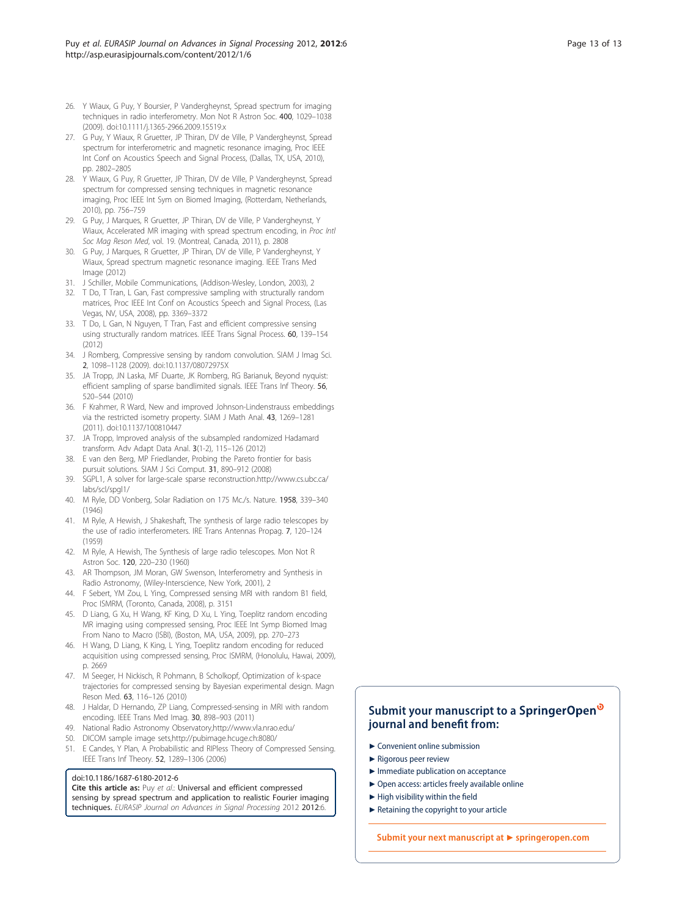26. Y Wiaux, G Puy, Y Boursier, P Vandergheynst, Spread spectrum for imaging techniques in radio interferometry. Mon Not R Astron Soc. **400**, 1029–1038 (2009). doi:10.1111/j.1365-2966.2009.15519.x
27. G Puy, Y Wiaux, R Gruetter, JP Thiran, DV de Ville, P Vandergheynst, Spread spectrum for interferometric and magnetic resonance imaging, Proc IEEE Int Conf on Acoustics Speech and Signal Process, (Dallas, TX, USA, 2010), pp. 2802–2805
28. Y Wiaux, G Puy, R Gruetter, JP Thiran, DV de Ville, P Vandergheynst, Spread spectrum for compressed sensing techniques in magnetic resonance imaging, Proc IEEE Int Sym on Biomed Imaging, (Rotterdam, Netherlands, 2010), pp. 756–759
29. G Puy, J Marques, R Gruetter, JP Thiran, DV de Ville, P Vandergheynst, Y Wiaux, Accelerated MR imaging with spread spectrum encoding, in *Proc Intl Soc Mag Reson Med*, vol. 19. (Montreal, Canada, 2011), p. 2808
30. G Puy, J Marques, R Gruetter, JP Thiran, DV de Ville, P Vandergheynst, Y Wiaux, Spread spectrum magnetic resonance imaging. IEEE Trans Med Image (2012)
31. J Schiller, Mobile Communications, (Addison-Wesley, London, 2003), 2
32. T Do, T Tran, L Gan, Fast compressive sampling with structurally random matrices, Proc IEEE Int Conf on Acoustics Speech and Signal Process, (Las Vegas, NV, USA, 2008), pp. 3369–3372
33. T Do, L Gan, N Nguyen, T Tran, Fast and efficient compressive sensing using structurally random matrices. IEEE Trans Signal Process. **60**, 139–154 (2012)
34. J Romberg, Compressive sensing by random convolution. SIAM J Imag Sci. **2**, 1098–1128 (2009). doi:10.1137/08072975X
35. JA Tropp, JN Laska, MF Duarte, JK Romberg, RG Barianuk, Beyond nyquist: efficient sampling of sparse bandlimited signals. IEEE Trans Inf Theory. **56**, 520–544 (2010)
36. F Krahmer, R Ward, New and improved Johnson-Lindenstrauss embeddings via the restricted isometry property. SIAM J Math Anal. **43**, 1269–1281 (2011). doi:10.1137/100810447
37. JA Tropp, Improved analysis of the subsampled randomized Hadamard transform. Adv Adapt Data Anal. **3**(1-2), 115–126 (2012)
38. E van den Berg, MP Friedlander, Probing the Pareto frontier for basis pursuit solutions. SIAM J Sci Comput. **31**, 890–912 (2008)
39. SGPL1, A solver for large-scale sparse reconstruction.http://www.cs.ubc.ca/labs/scl/spgl1/
40. M Ryle, DD Vonberg, Solar Radiation on 175 Mc./s. Nature. **1958**, 339–340 (1946)
41. M Ryle, A Hewish, J Shakeshaft, The synthesis of large radio telescopes by the use of radio interferometers. IRE Trans Antennas Propag. **7**, 120–124 (1959)
42. M Ryle, A Hewish, The Synthesis of large radio telescopes. Mon Not R Astron Soc. **120**, 220–230 (1960)
43. AR Thompson, JM Moran, GW Swenson, Interferometry and Synthesis in Radio Astronomy, (Wiley-Interscience, New York, 2001), 2
44. F Sebert, YM Zou, L Ying, Compressed sensing MRI with random B1 field, Proc ISMRM, (Toronto, Canada, 2008), p. 3151
45. D Liang, G Xu, H Wang, KF King, D Xu, L Ying, Toeplitz random encoding MR imaging using compressed sensing, Proc IEEE Int Symp Biomed Imag From Nano to Macro (ISBI), (Boston, MA, USA, 2009), pp. 270–273
46. H Wang, D Liang, K King, L Ying, Toeplitz random encoding for reduced acquisition using compressed sensing, Proc ISMRM, (Honolulu, Hawai, 2009), p. 2669
47. M Seeger, H Nickisch, R Pohmann, B Scholkopf, Optimization of k-space trajectories for compressed sensing by Bayesian experimental design. Magn Reson Med. **63**, 116–126 (2010)
48. J Haldar, D Hernando, ZP Liang, Compressed-sensing in MRI with random encoding. IEEE Trans Med Imag. **30**, 898–903 (2011)
49. National Radio Astronomy Observatory,http://www.vla.nrao.edu/
50. DICOM sample image sets,http://pubimage.hcuge.ch:8080/
51. E Candes, Y Plan, A Probabilistic and RIPless Theory of Compressed Sensing. IEEE Trans Inf Theory. **52**, 1289–1306 (2006)

doi:10.1186/1687-6180-2012-6

**Cite this article as:** Puy *et al.*: Universal and efficient compressed sensing by spread spectrum and application to realistic Fourier imaging techniques. *EURASIP Journal on Advances in Signal Processing* 2012 **2012**:6.

**Submit your manuscript to a SpringerOpen journal and benefit from:**

- ► Convenient online submission
- ► Rigorous peer review
- ► Immediate publication on acceptance
- ► Open access: articles freely available online
- ► High visibility within the field
- ► Retaining the copyright to your article

**Submit your next manuscript at ► springeropen.com**